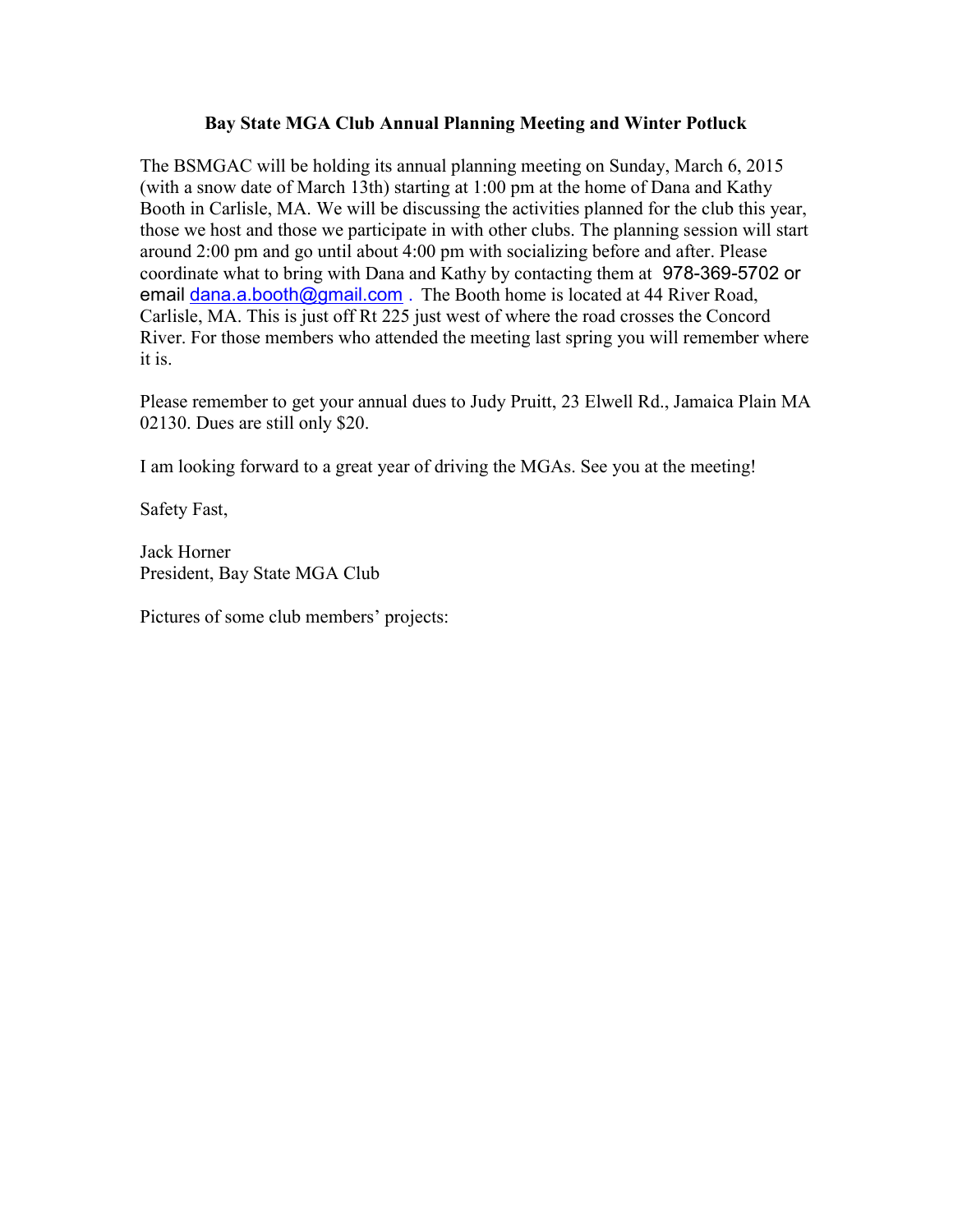**Bay State MGA Club Annual Planning Meeting and Winter Potluck**

The BSMGAC will be holding its annual planning meeting on Sunday, March 6, 2015 (with a snow date of March 13th) starting at 1:00 pm at the home of Dana and Kathy Booth in Carlisle, MA. We will be discussing the activities planned for the club this year, those we host and those we participate in with other clubs. The planning session will start around 2:00 pm and go until about 4:00 pm with socializing before and after. Please coordinate what to bring with Dana and Kathy by contacting them at 978-369-5702 or email dana.a.booth@gmail.com . The Booth home is located at 44 River Road, Carlisle, MA. This is just off Rt 225 just west of where the road crosses the Concord River. For those members who attended the meeting last spring you will remember where it is.

Please remember to get your annual dues to Judy Pruitt, 23 Elwell Rd., Jamaica Plain MA 02130. Dues are still only $20.

I am looking forward to a great year of driving the MGAs. See you at the meeting!

Safety Fast,

Jack Horner
President, Bay State MGA Club

Pictures of some club members' projects: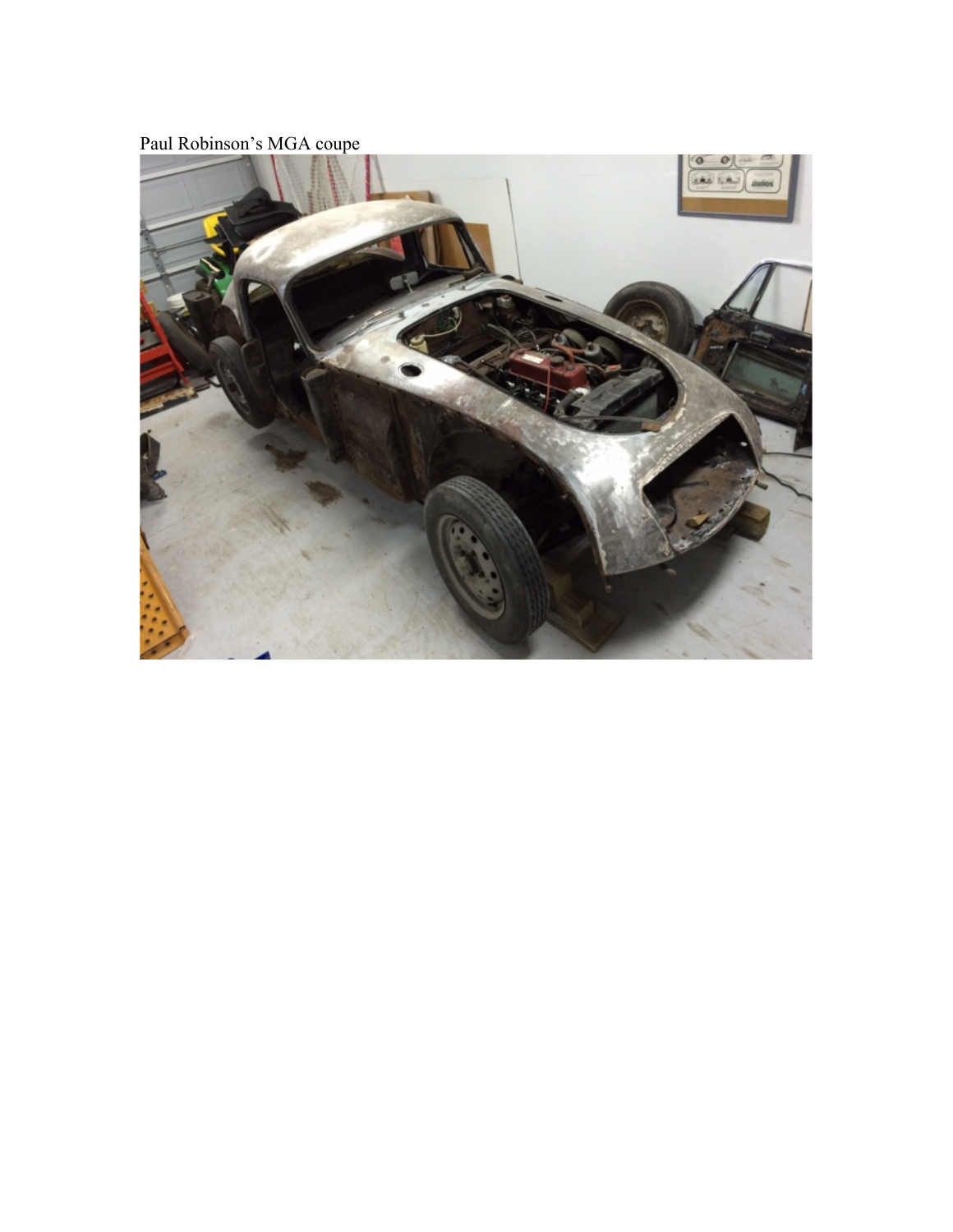Paul Robinson's MGA coupe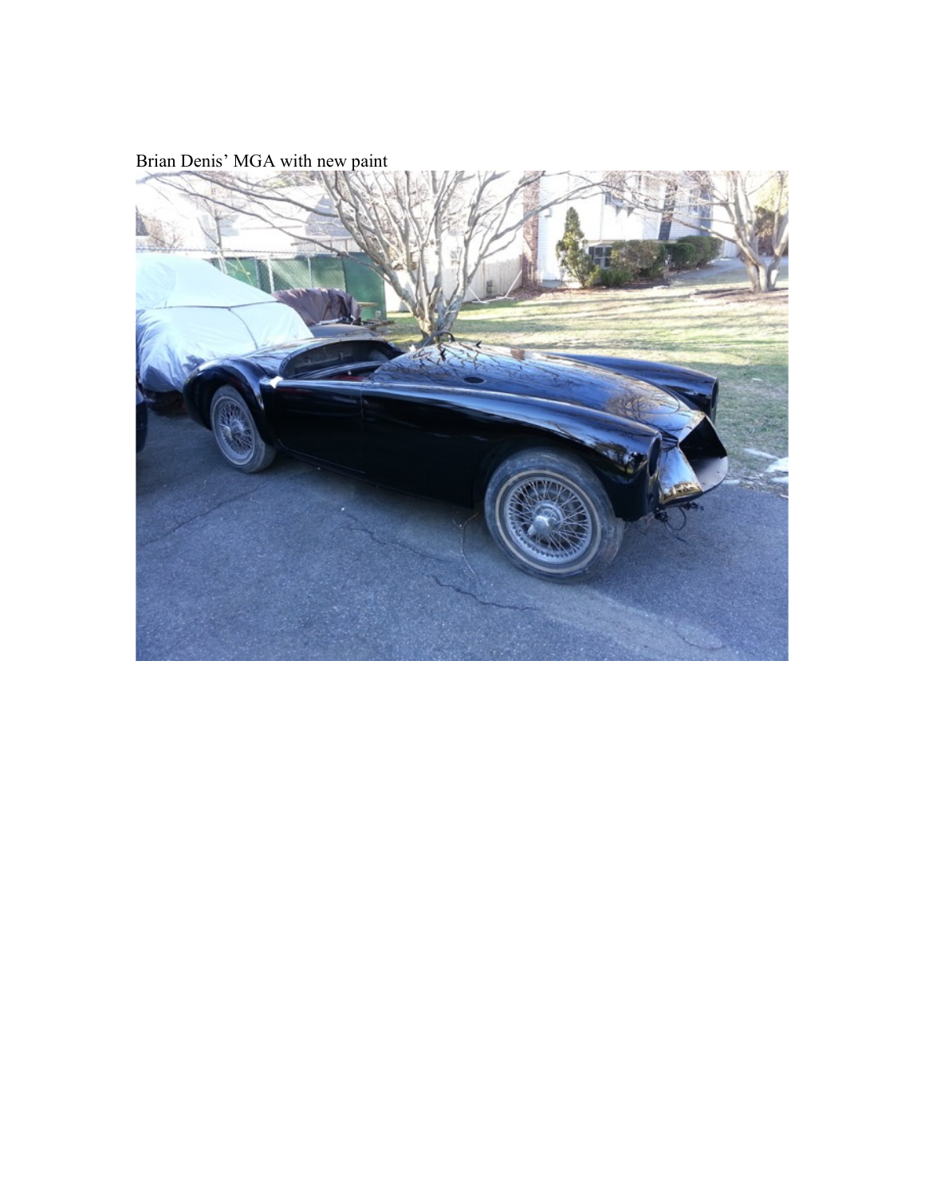Brian Denis' MGA with new paint